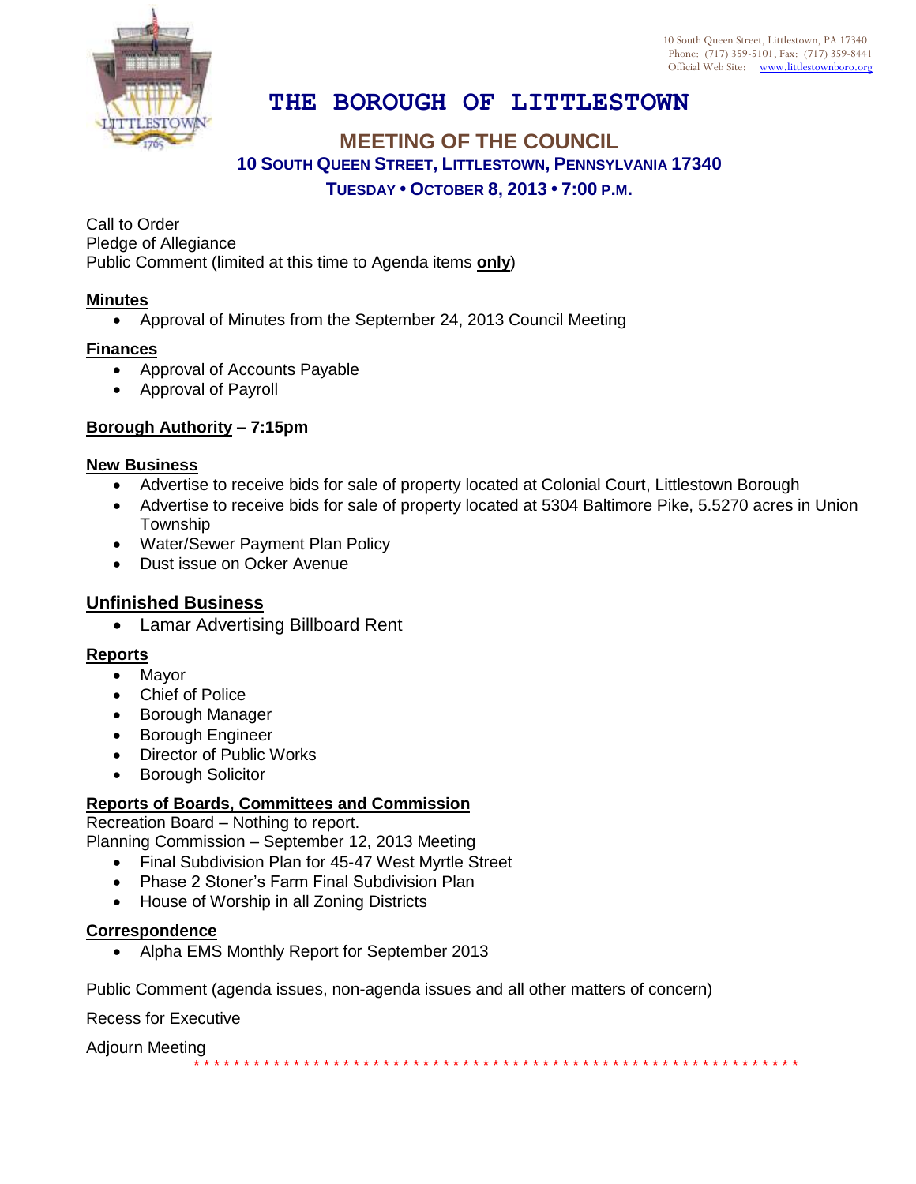10 South Queen Street, Littlestown, PA 17340
Phone: (717) 359-5101, Fax: (717) 359-8441
Official Web Site: www.littlestownboro.org

# THE BOROUGH OF LITTLESTOWN

## MEETING OF THE COUNCIL

### 10 SOUTH QUEEN STREET, LITTLESTOWN, PENNSYLVANIA 17340

### TUESDAY • OCTOBER 8, 2013 • 7:00 P.M.

Call to Order
Pledge of Allegiance
Public Comment (limited at this time to Agenda items **only**)

**Minutes**

- Approval of Minutes from the September 24, 2013 Council Meeting

**Finances**

- Approval of Accounts Payable
- Approval of Payroll

**Borough Authority – 7:15pm**

**New Business**

- Advertise to receive bids for sale of property located at Colonial Court, Littlestown Borough
- Advertise to receive bids for sale of property located at 5304 Baltimore Pike, 5.5270 acres in Union Township
- Water/Sewer Payment Plan Policy
- Dust issue on Ocker Avenue

**Unfinished Business**

- Lamar Advertising Billboard Rent

**Reports**

- Mayor
- Chief of Police
- Borough Manager
- Borough Engineer
- Director of Public Works
- Borough Solicitor

**Reports of Boards, Committees and Commission**

Recreation Board – Nothing to report.
Planning Commission – September 12, 2013 Meeting

- Final Subdivision Plan for 45-47 West Myrtle Street
- Phase 2 Stoner's Farm Final Subdivision Plan
- House of Worship in all Zoning Districts

**Correspondence**

- Alpha EMS Monthly Report for September 2013

Public Comment (agenda issues, non-agenda issues and all other matters of concern)

Recess for Executive

Adjourn Meeting

* * * * * * * * * * * * * * * * * * * * * * * * * * * * * * * * * * * * * * * * * * * * * * * * * * * * * * * * * * * * * * * * *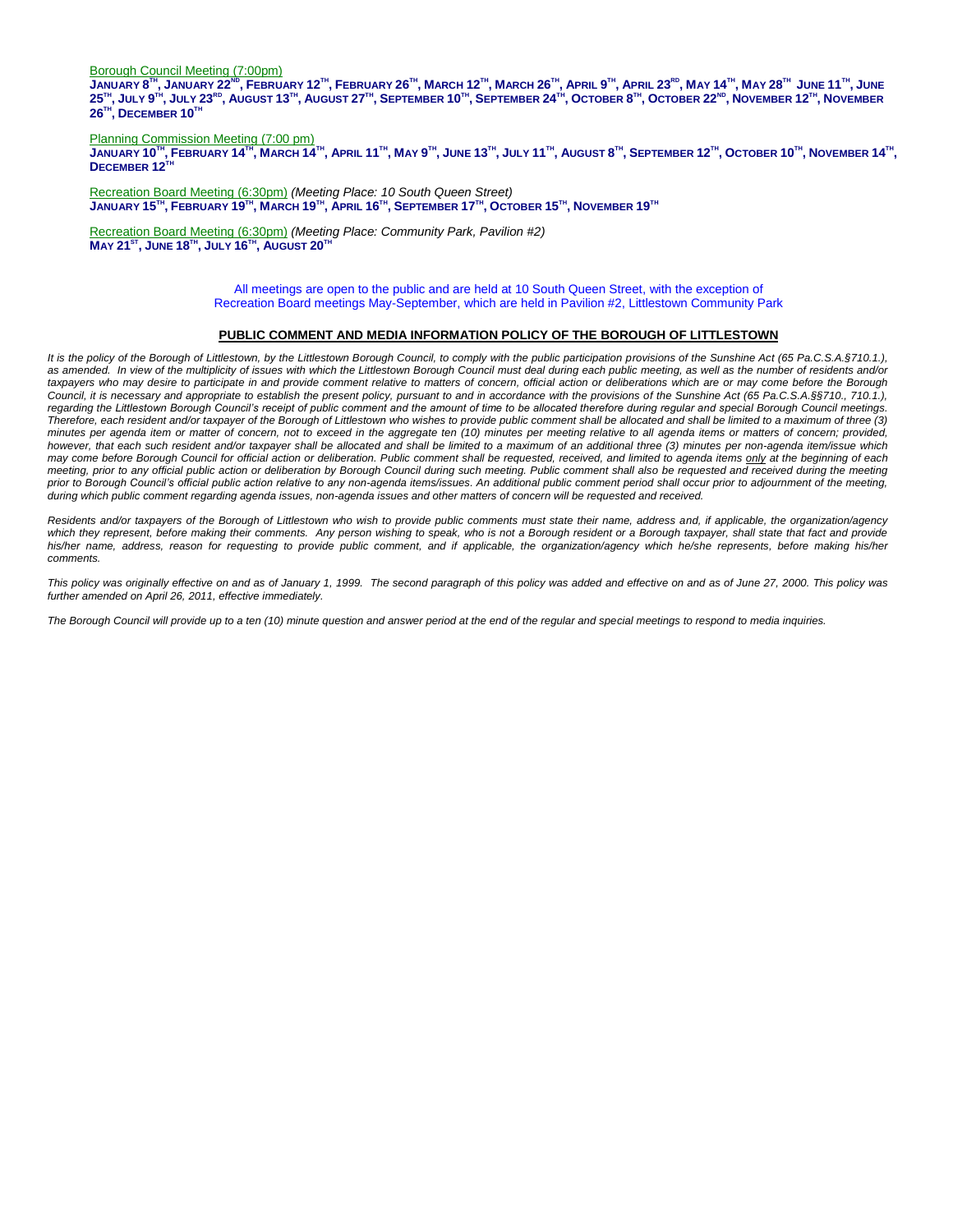Borough Council Meeting (7:00pm)
**JANUARY 8TH, JANUARY 22ND, FEBRUARY 12TH, FEBRUARY 26TH, MARCH 12TH, MARCH 26TH, APRIL 9TH, APRIL 23RD, MAY 14TH, MAY 28TH JUNE 11TH, JUNE 25TH, JULY 9TH, JULY 23RD, AUGUST 13TH, AUGUST 27TH, SEPTEMBER 10TH, SEPTEMBER 24TH, OCTOBER 8TH, OCTOBER 22ND, NOVEMBER 12TH, NOVEMBER 26TH, DECEMBER 10TH**

Planning Commission Meeting (7:00 pm)
**JANUARY 10TH, FEBRUARY 14TH, MARCH 14TH, APRIL 11TH, MAY 9TH, JUNE 13TH, JULY 11TH, AUGUST 8TH, SEPTEMBER 12TH, OCTOBER 10TH, NOVEMBER 14TH, DECEMBER 12TH**

Recreation Board Meeting (6:30pm) *(Meeting Place: 10 South Queen Street)*
**JANUARY 15TH, FEBRUARY 19TH, MARCH 19TH, APRIL 16TH, SEPTEMBER 17TH, OCTOBER 15TH, NOVEMBER 19TH**

Recreation Board Meeting (6:30pm) *(Meeting Place: Community Park, Pavilion #2)*
**MAY 21ST, JUNE 18TH, JULY 16TH, AUGUST 20TH**

All meetings are open to the public and are held at 10 South Queen Street, with the exception of Recreation Board meetings May-September, which are held in Pavilion #2, Littlestown Community Park

## PUBLIC COMMENT AND MEDIA INFORMATION POLICY OF THE BOROUGH OF LITTLESTOWN

*It is the policy of the Borough of Littlestown, by the Littlestown Borough Council, to comply with the public participation provisions of the Sunshine Act (65 Pa.C.S.A.§710.1.), as amended. In view of the multiplicity of issues with which the Littlestown Borough Council must deal during each public meeting, as well as the number of residents and/or taxpayers who may desire to participate in and provide comment relative to matters of concern, official action or deliberations which are or may come before the Borough Council, it is necessary and appropriate to establish the present policy, pursuant to and in accordance with the provisions of the Sunshine Act (65 Pa.C.S.A.§§710., 710.1.), regarding the Littlestown Borough Council's receipt of public comment and the amount of time to be allocated therefore during regular and special Borough Council meetings. Therefore, each resident and/or taxpayer of the Borough of Littlestown who wishes to provide public comment shall be allocated and shall be limited to a maximum of three (3) minutes per agenda item or matter of concern, not to exceed in the aggregate ten (10) minutes per meeting relative to all agenda items or matters of concern; provided, however, that each such resident and/or taxpayer shall be allocated and shall be limited to a maximum of an additional three (3) minutes per non-agenda item/issue which may come before Borough Council for official action or deliberation. Public comment shall be requested, received, and limited to agenda items only at the beginning of each meeting, prior to any official public action or deliberation by Borough Council during such meeting. Public comment shall also be requested and received during the meeting prior to Borough Council's official public action relative to any non-agenda items/issues. An additional public comment period shall occur prior to adjournment of the meeting, during which public comment regarding agenda issues, non-agenda issues and other matters of concern will be requested and received.*

*Residents and/or taxpayers of the Borough of Littlestown who wish to provide public comments must state their name, address and, if applicable, the organization/agency which they represent, before making their comments. Any person wishing to speak, who is not a Borough resident or a Borough taxpayer, shall state that fact and provide his/her name, address, reason for requesting to provide public comment, and if applicable, the organization/agency which he/she represents, before making his/her comments.*

*This policy was originally effective on and as of January 1, 1999. The second paragraph of this policy was added and effective on and as of June 27, 2000. This policy was further amended on April 26, 2011, effective immediately.*

*The Borough Council will provide up to a ten (10) minute question and answer period at the end of the regular and special meetings to respond to media inquiries.*